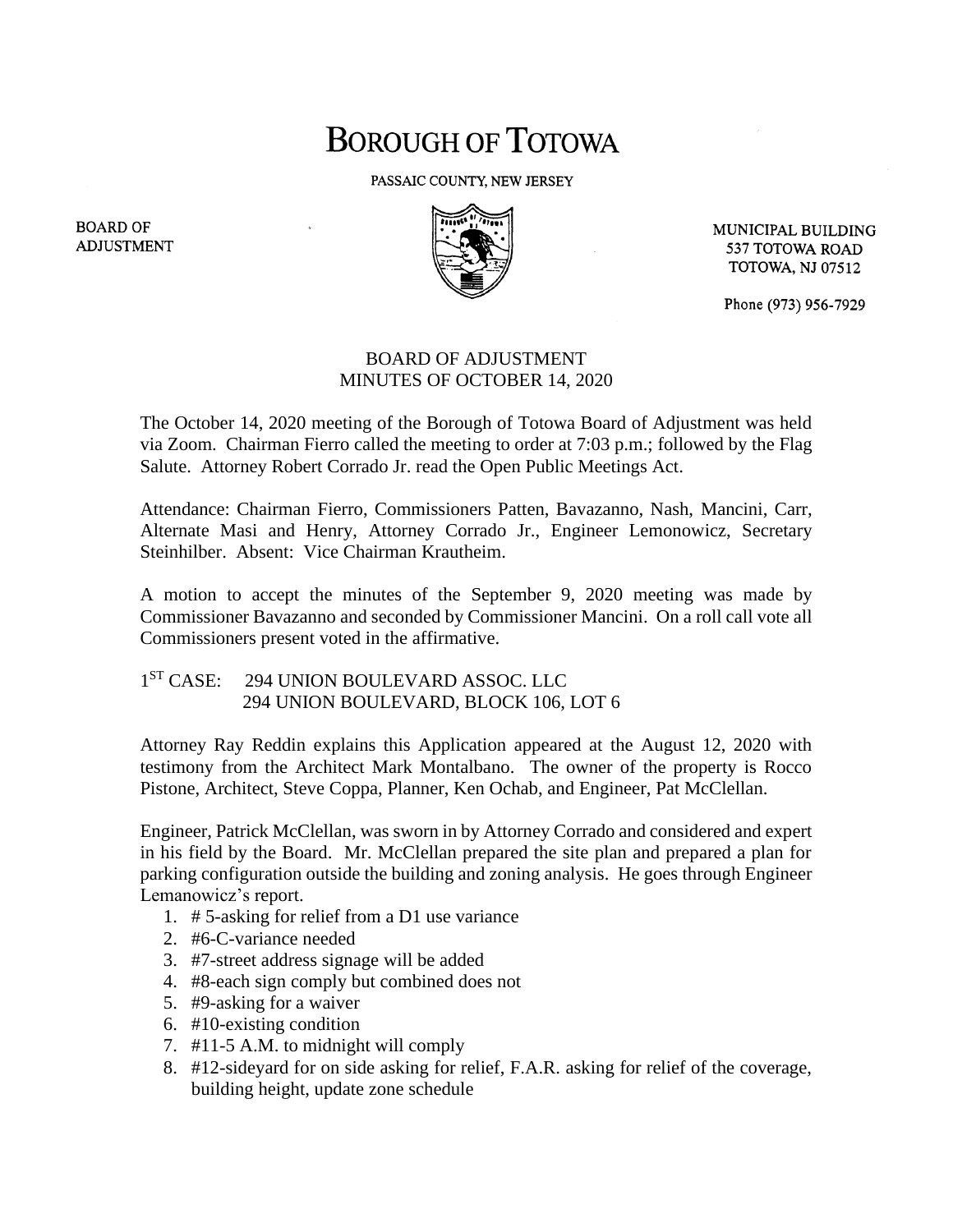# BOROUGH OF TOTOWA

PASSAIC COUNTY, NEW JERSEY

BOARD OF ADJUSTMENT

MUNICIPAL BUILDING
537 TOTOWA ROAD
TOTOWA, NJ 07512

Phone (973) 956-7929

## BOARD OF ADJUSTMENT
## MINUTES OF OCTOBER 14, 2020

The October 14, 2020 meeting of the Borough of Totowa Board of Adjustment was held via Zoom. Chairman Fierro called the meeting to order at 7:03 p.m.; followed by the Flag Salute. Attorney Robert Corrado Jr. read the Open Public Meetings Act.

Attendance: Chairman Fierro, Commissioners Patten, Bavazanno, Nash, Mancini, Carr, Alternate Masi and Henry, Attorney Corrado Jr., Engineer Lemonowicz, Secretary Steinhilber. Absent: Vice Chairman Krautheim.

A motion to accept the minutes of the September 9, 2020 meeting was made by Commissioner Bavazanno and seconded by Commissioner Mancini. On a roll call vote all Commissioners present voted in the affirmative.

1ST CASE: 294 UNION BOULEVARD ASSOC. LLC
294 UNION BOULEVARD, BLOCK 106, LOT 6

Attorney Ray Reddin explains this Application appeared at the August 12, 2020 with testimony from the Architect Mark Montalbano. The owner of the property is Rocco Pistone, Architect, Steve Coppa, Planner, Ken Ochab, and Engineer, Pat McClellan.

Engineer, Patrick McClellan, was sworn in by Attorney Corrado and considered and expert in his field by the Board. Mr. McClellan prepared the site plan and prepared a plan for parking configuration outside the building and zoning analysis. He goes through Engineer Lemanowicz's report.

1. # 5-asking for relief from a D1 use variance
2. #6-C-variance needed
3. #7-street address signage will be added
4. #8-each sign comply but combined does not
5. #9-asking for a waiver
6. #10-existing condition
7. #11-5 A.M. to midnight will comply
8. #12-sideyard for on side asking for relief, F.A.R. asking for relief of the coverage, building height, update zone schedule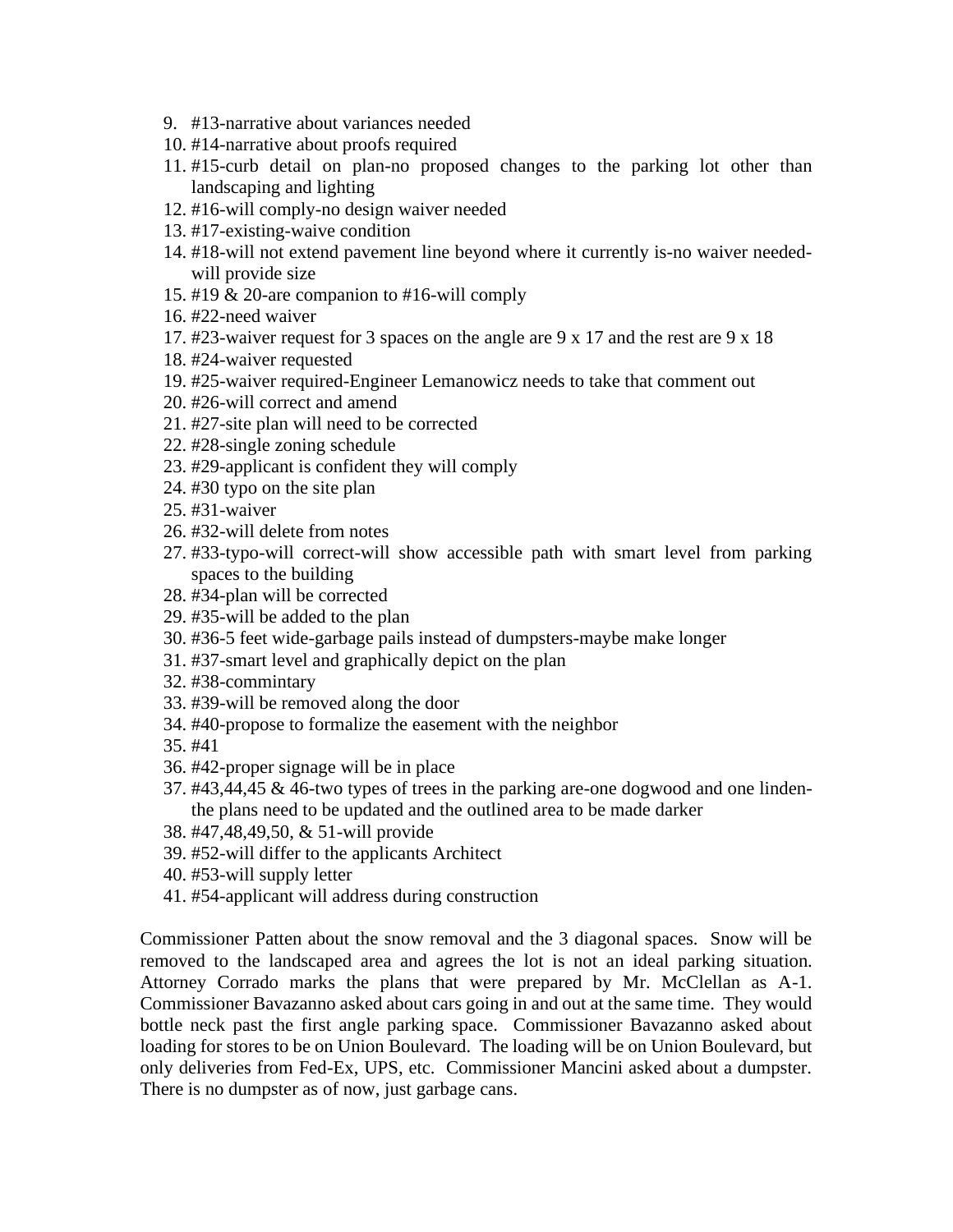9. #13-narrative about variances needed
10. #14-narrative about proofs required
11. #15-curb detail on plan-no proposed changes to the parking lot other than landscaping and lighting
12. #16-will comply-no design waiver needed
13. #17-existing-waive condition
14. #18-will not extend pavement line beyond where it currently is-no waiver needed-will provide size
15. #19 & 20-are companion to #16-will comply
16. #22-need waiver
17. #23-waiver request for 3 spaces on the angle are 9 x 17 and the rest are 9 x 18
18. #24-waiver requested
19. #25-waiver required-Engineer Lemanowicz needs to take that comment out
20. #26-will correct and amend
21. #27-site plan will need to be corrected
22. #28-single zoning schedule
23. #29-applicant is confident they will comply
24. #30 typo on the site plan
25. #31-waiver
26. #32-will delete from notes
27. #33-typo-will correct-will show accessible path with smart level from parking spaces to the building
28. #34-plan will be corrected
29. #35-will be added to the plan
30. #36-5 feet wide-garbage pails instead of dumpsters-maybe make longer
31. #37-smart level and graphically depict on the plan
32. #38-commintary
33. #39-will be removed along the door
34. #40-propose to formalize the easement with the neighbor
35. #41
36. #42-proper signage will be in place
37. #43,44,45 & 46-two types of trees in the parking are-one dogwood and one linden-the plans need to be updated and the outlined area to be made darker
38. #47,48,49,50, & 51-will provide
39. #52-will differ to the applicants Architect
40. #53-will supply letter
41. #54-applicant will address during construction

Commissioner Patten about the snow removal and the 3 diagonal spaces. Snow will be removed to the landscaped area and agrees the lot is not an ideal parking situation. Attorney Corrado marks the plans that were prepared by Mr. McClellan as A-1. Commissioner Bavazanno asked about cars going in and out at the same time. They would bottle neck past the first angle parking space. Commissioner Bavazanno asked about loading for stores to be on Union Boulevard. The loading will be on Union Boulevard, but only deliveries from Fed-Ex, UPS, etc. Commissioner Mancini asked about a dumpster. There is no dumpster as of now, just garbage cans.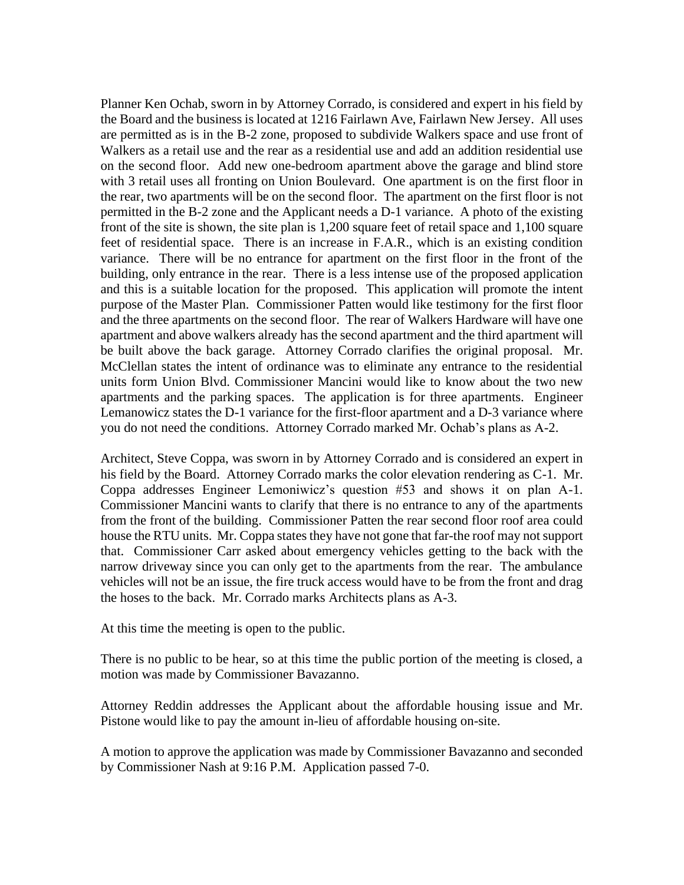Planner Ken Ochab, sworn in by Attorney Corrado, is considered and expert in his field by the Board and the business is located at 1216 Fairlawn Ave, Fairlawn New Jersey. All uses are permitted as is in the B-2 zone, proposed to subdivide Walkers space and use front of Walkers as a retail use and the rear as a residential use and add an addition residential use on the second floor. Add new one-bedroom apartment above the garage and blind store with 3 retail uses all fronting on Union Boulevard. One apartment is on the first floor in the rear, two apartments will be on the second floor. The apartment on the first floor is not permitted in the B-2 zone and the Applicant needs a D-1 variance. A photo of the existing front of the site is shown, the site plan is 1,200 square feet of retail space and 1,100 square feet of residential space. There is an increase in F.A.R., which is an existing condition variance. There will be no entrance for apartment on the first floor in the front of the building, only entrance in the rear. There is a less intense use of the proposed application and this is a suitable location for the proposed. This application will promote the intent purpose of the Master Plan. Commissioner Patten would like testimony for the first floor and the three apartments on the second floor. The rear of Walkers Hardware will have one apartment and above walkers already has the second apartment and the third apartment will be built above the back garage. Attorney Corrado clarifies the original proposal. Mr. McClellan states the intent of ordinance was to eliminate any entrance to the residential units form Union Blvd. Commissioner Mancini would like to know about the two new apartments and the parking spaces. The application is for three apartments. Engineer Lemanowicz states the D-1 variance for the first-floor apartment and a D-3 variance where you do not need the conditions. Attorney Corrado marked Mr. Ochab's plans as A-2.

Architect, Steve Coppa, was sworn in by Attorney Corrado and is considered an expert in his field by the Board. Attorney Corrado marks the color elevation rendering as C-1. Mr. Coppa addresses Engineer Lemoniwicz's question #53 and shows it on plan A-1. Commissioner Mancini wants to clarify that there is no entrance to any of the apartments from the front of the building. Commissioner Patten the rear second floor roof area could house the RTU units. Mr. Coppa states they have not gone that far-the roof may not support that. Commissioner Carr asked about emergency vehicles getting to the back with the narrow driveway since you can only get to the apartments from the rear. The ambulance vehicles will not be an issue, the fire truck access would have to be from the front and drag the hoses to the back. Mr. Corrado marks Architects plans as A-3.

At this time the meeting is open to the public.

There is no public to be hear, so at this time the public portion of the meeting is closed, a motion was made by Commissioner Bavazanno.

Attorney Reddin addresses the Applicant about the affordable housing issue and Mr. Pistone would like to pay the amount in-lieu of affordable housing on-site.

A motion to approve the application was made by Commissioner Bavazanno and seconded by Commissioner Nash at 9:16 P.M. Application passed 7-0.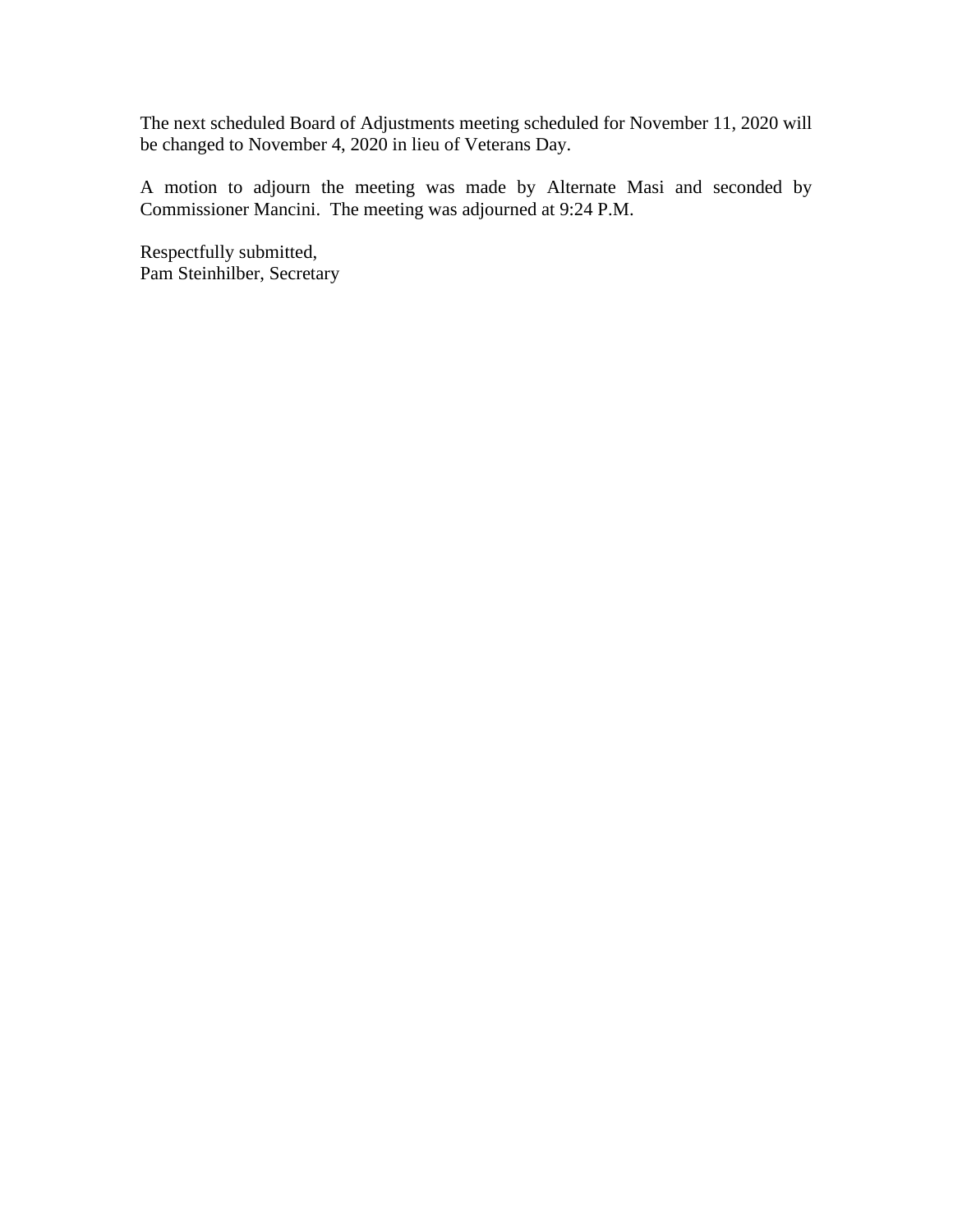The next scheduled Board of Adjustments meeting scheduled for November 11, 2020 will be changed to November 4, 2020 in lieu of Veterans Day.

A motion to adjourn the meeting was made by Alternate Masi and seconded by Commissioner Mancini. The meeting was adjourned at 9:24 P.M.

Respectfully submitted,
Pam Steinhilber, Secretary